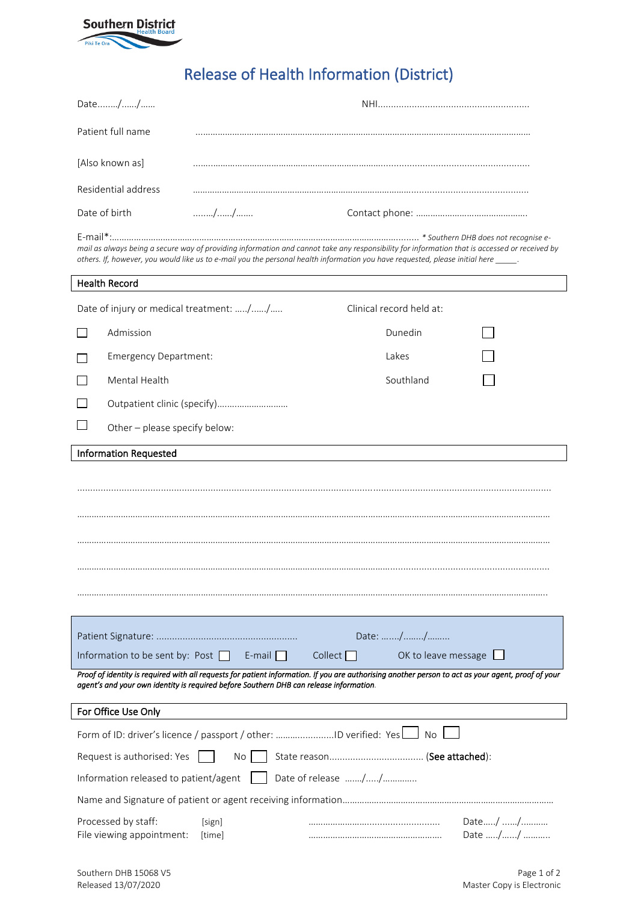Southern District Health Board
Piki Te Ora

# Release of Health Information (District)

Date......../....../......  NHI..........................................................

Patient full name ..........................................................................................................................

[Also known as] ..........................................................................................................................

Residential address ..........................................................................................................................

Date of birth ......../....../.......  Contact phone: .............................................

E-mail*:............................................................................................................... *\* Southern DHB does not recognise e-mail as always being a secure way of providing information and cannot take any responsibility for information that is accessed or received by others. If, however, you would like us to e-mail you the personal health information you have requested, please initial here \_\_\_\_\_.*

## Health Record

Date of injury or medical treatment: ...../....../.....

Clinical record held at:

- ☐ Dunedin
- ☐ Lakes
- ☐ Southland

- ☐ Admission
- ☐ Emergency Department:
- ☐ Mental Health
- ☐ Outpatient clinic (specify).............................
- ☐ Other – please specify below:

## Information Requested

..........................................................................................................................................................................

..........................................................................................................................................................................

..........................................................................................................................................................................

..........................................................................................................................................................................

..........................................................................................................................................................................

Patient Signature: ......................................................  Date: ......./......../.........

Information to be sent by: Post ☐  E-mail ☐  Collect ☐  OK to leave message ☐

***Proof of identity is required with all requests for patient information. If you are authorising another person to act as your agent, proof of your agent's and your own identity is required before Southern DHB can release information.***

## For Office Use Only

Form of ID: driver's licence / passport / other: .......................ID verified: Yes ☐ No ☐

Request is authorised: Yes ☐ No ☐ State reason.................................... (**See attached**):

Information released to patient/agent ☐ Date of release ......./...../.............

Name and Signature of patient or agent receiving information.....................................................................................

Processed by staff: [sign] ......................................................  Date...../ ....../...........

File viewing appointment: [time] ......................................................  Date ...../....../ ...........

Southern DHB 15068 V5
Released 13/07/2020
Master Copy is Electronic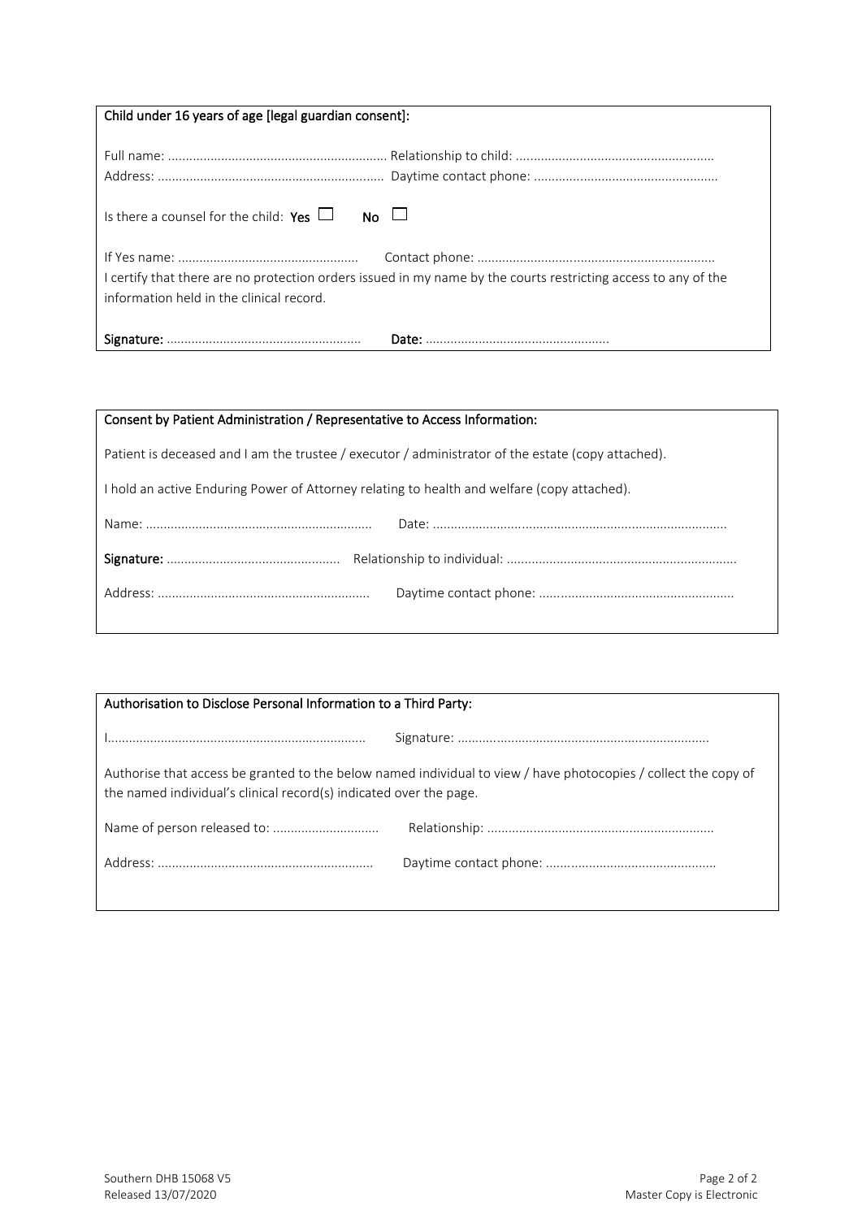**Child under 16 years of age [legal guardian consent]:**

Full name: ............................................................. Relationship to child: .......................................................

Address: ............................................................... Daytime contact phone: ...................................................

Is there a counsel for the child: **Yes** ☐ **No** ☐

If Yes name: .................................................. Contact phone: ..................................................................

I certify that there are no protection orders issued in my name by the courts restricting access to any of the information held in the clinical record.

**Signature:** ...................................................... **Date:** ...................................................

**Consent by Patient Administration / Representative to Access Information:**

Patient is deceased and I am the trustee / executor / administrator of the estate (copy attached).

I hold an active Enduring Power of Attorney relating to health and welfare (copy attached).

Name: ............................................................... Date: ..................................................................................

**Signature:** ................................................ Relationship to individual: ................................................................

Address: ........................................................... Daytime contact phone: ......................................................

**Authorisation to Disclose Personal Information to a Third Party:**

I....................................................................... Signature: ......................................................................

Authorise that access be granted to the below named individual to view / have photocopies / collect the copy of the named individual's clinical record(s) indicated over the page.

Name of person released to: .............................. Relationship: ...............................................................

Address: ............................................................ Daytime contact phone: ................................................

Southern DHB 15068 V5
Released 13/07/2020

Master Copy is Electronic